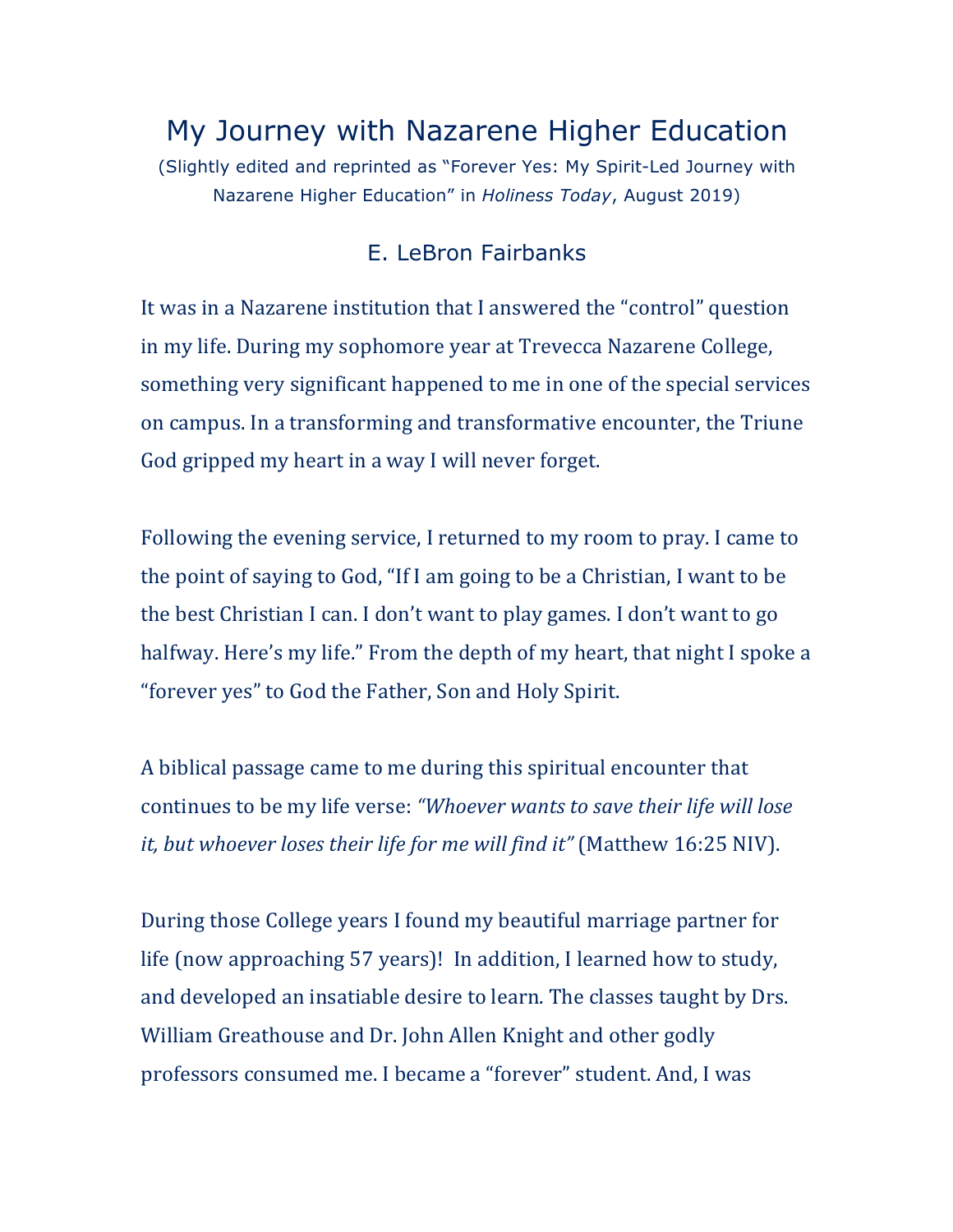# My Journey with Nazarene Higher Education

(Slightly edited and reprinted as "Forever Yes: My Spirit-Led Journey with Nazarene Higher Education" in *Holiness Today*, August 2019)

## E. LeBron Fairbanks

It was in a Nazarene institution that I answered the "control" question in my life. During my sophomore year at Trevecca Nazarene College, something very significant happened to me in one of the special services on campus. In a transforming and transformative encounter, the Triune God gripped my heart in a way I will never forget.

Following the evening service, I returned to my room to pray. I came to the point of saying to God, "If I am going to be a Christian, I want to be the best Christian I can. I don't want to play games. I don't want to go halfway. Here's my life." From the depth of my heart, that night I spoke a "forever yes" to God the Father, Son and Holy Spirit.

A biblical passage came to me during this spiritual encounter that continues to be my life verse: *"Whoever wants to save their life will lose it, but whoever loses their life for me will find it"* (Matthew 16:25 NIV).

During those College years I found my beautiful marriage partner for life (now approaching 57 years)! In addition, I learned how to study, and developed an insatiable desire to learn. The classes taught by Drs. William Greathouse and Dr. John Allen Knight and other godly professors consumed me. I became a "forever" student. And, I was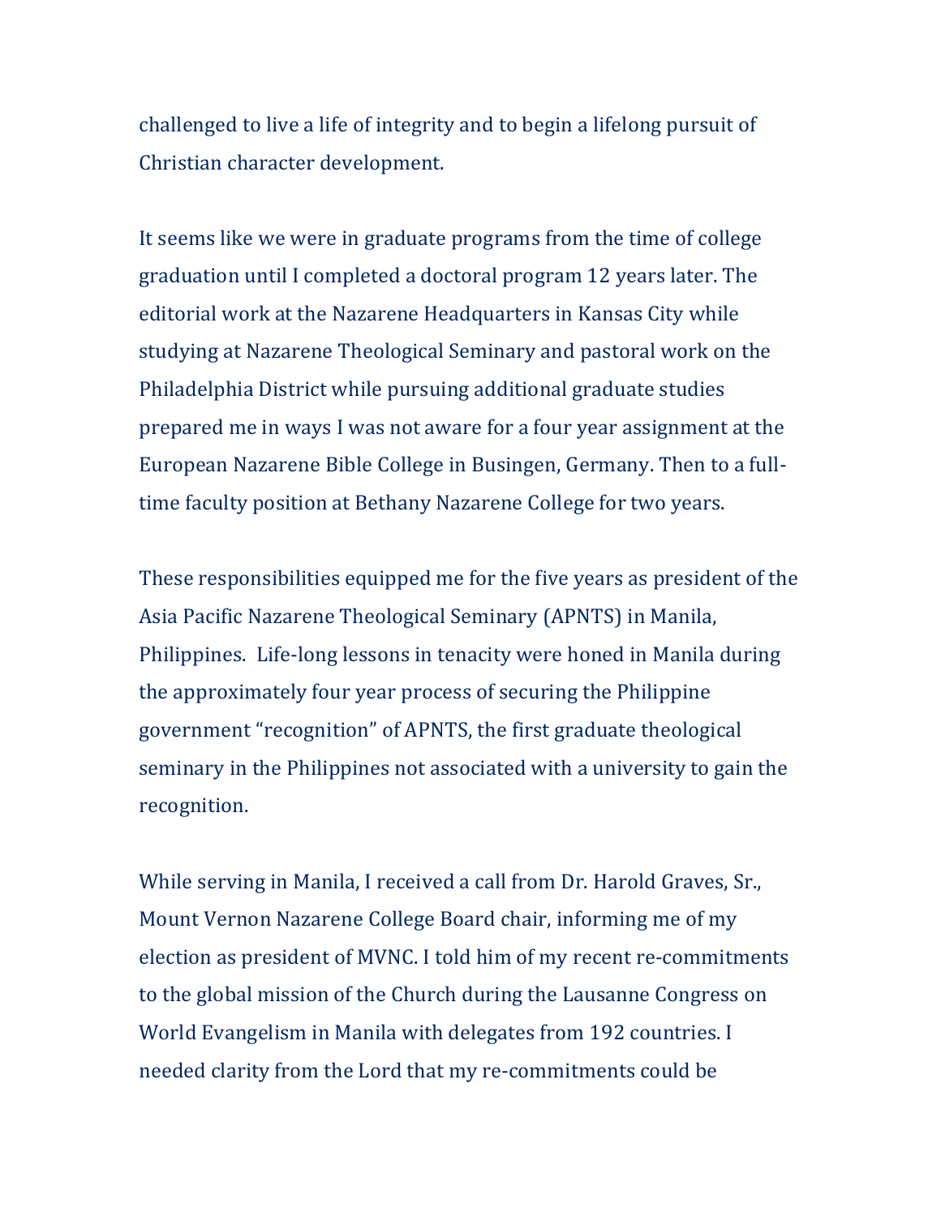challenged to live a life of integrity and to begin a lifelong pursuit of Christian character development.

It seems like we were in graduate programs from the time of college graduation until I completed a doctoral program 12 years later. The editorial work at the Nazarene Headquarters in Kansas City while studying at Nazarene Theological Seminary and pastoral work on the Philadelphia District while pursuing additional graduate studies prepared me in ways I was not aware for a four year assignment at the European Nazarene Bible College in Busingen, Germany. Then to a full-time faculty position at Bethany Nazarene College for two years.

These responsibilities equipped me for the five years as president of the Asia Pacific Nazarene Theological Seminary (APNTS) in Manila, Philippines. Life-long lessons in tenacity were honed in Manila during the approximately four year process of securing the Philippine government "recognition" of APNTS, the first graduate theological seminary in the Philippines not associated with a university to gain the recognition.

While serving in Manila, I received a call from Dr. Harold Graves, Sr., Mount Vernon Nazarene College Board chair, informing me of my election as president of MVNC. I told him of my recent re-commitments to the global mission of the Church during the Lausanne Congress on World Evangelism in Manila with delegates from 192 countries. I needed clarity from the Lord that my re-commitments could be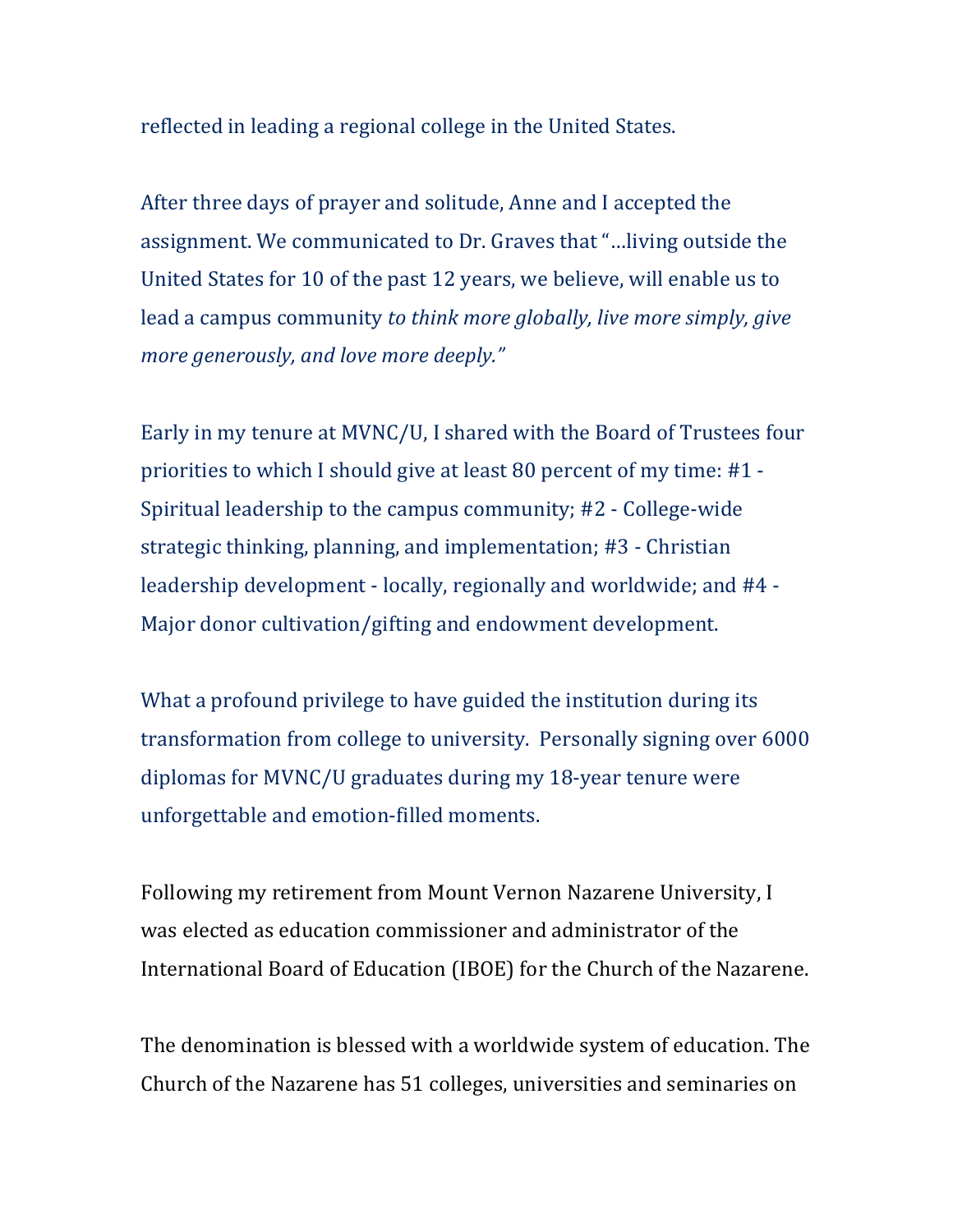reflected in leading a regional college in the United States.

After three days of prayer and solitude, Anne and I accepted the assignment. We communicated to Dr. Graves that "…living outside the United States for 10 of the past 12 years, we believe, will enable us to lead a campus community *to think more globally, live more simply, give more generously, and love more deeply."*

Early in my tenure at MVNC/U, I shared with the Board of Trustees four priorities to which I should give at least 80 percent of my time: #1 - Spiritual leadership to the campus community; #2 - College-wide strategic thinking, planning, and implementation; #3 - Christian leadership development - locally, regionally and worldwide; and #4 - Major donor cultivation/gifting and endowment development.

What a profound privilege to have guided the institution during its transformation from college to university. Personally signing over 6000 diplomas for MVNC/U graduates during my 18-year tenure were unforgettable and emotion-filled moments.

Following my retirement from Mount Vernon Nazarene University, I was elected as education commissioner and administrator of the International Board of Education (IBOE) for the Church of the Nazarene.

The denomination is blessed with a worldwide system of education. The Church of the Nazarene has 51 colleges, universities and seminaries on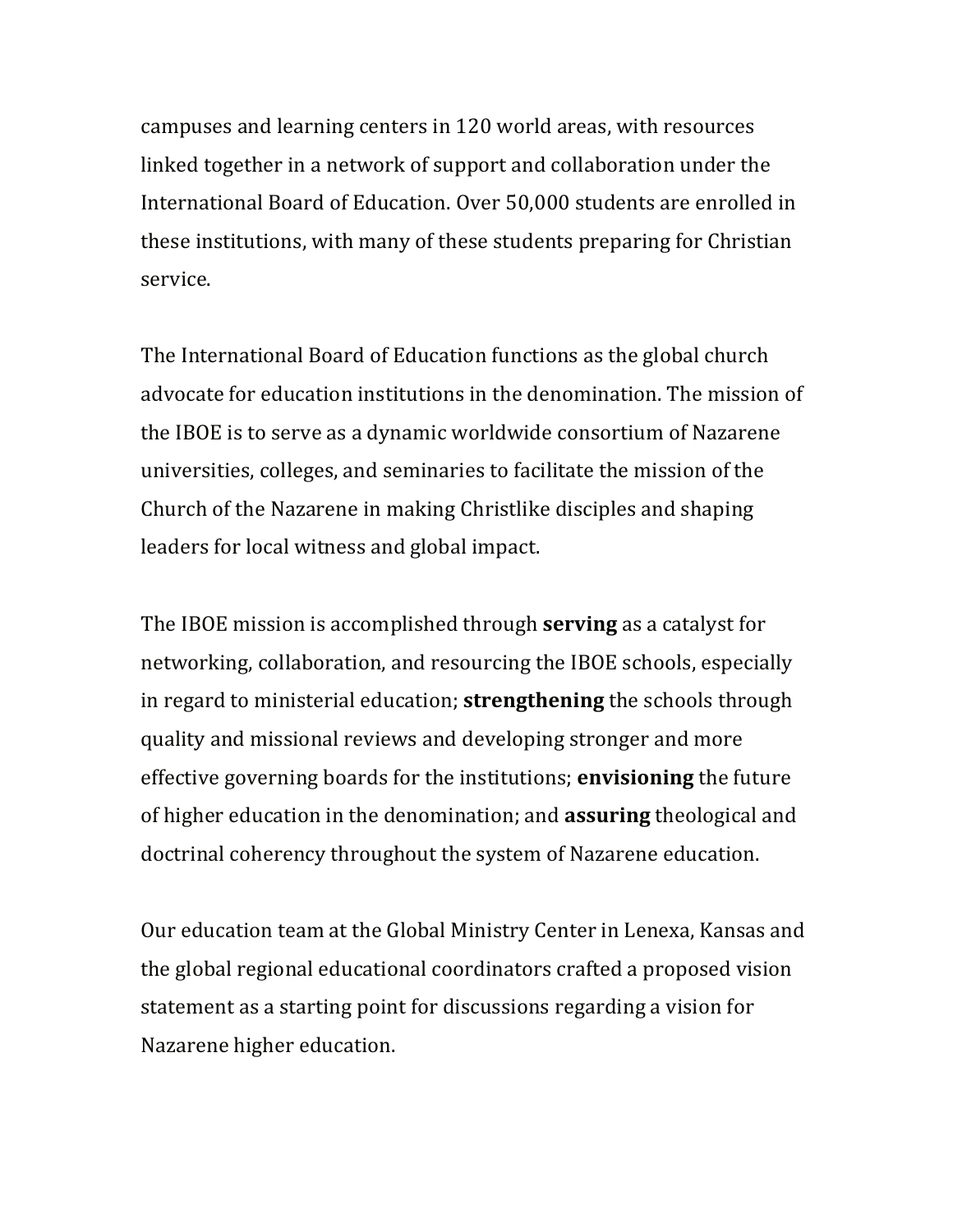campuses and learning centers in 120 world areas, with resources linked together in a network of support and collaboration under the International Board of Education. Over 50,000 students are enrolled in these institutions, with many of these students preparing for Christian service.

The International Board of Education functions as the global church advocate for education institutions in the denomination. The mission of the IBOE is to serve as a dynamic worldwide consortium of Nazarene universities, colleges, and seminaries to facilitate the mission of the Church of the Nazarene in making Christlike disciples and shaping leaders for local witness and global impact.

The IBOE mission is accomplished through **serving** as a catalyst for networking, collaboration, and resourcing the IBOE schools, especially in regard to ministerial education; **strengthening** the schools through quality and missional reviews and developing stronger and more effective governing boards for the institutions; **envisioning** the future of higher education in the denomination; and **assuring** theological and doctrinal coherency throughout the system of Nazarene education.

Our education team at the Global Ministry Center in Lenexa, Kansas and the global regional educational coordinators crafted a proposed vision statement as a starting point for discussions regarding a vision for Nazarene higher education.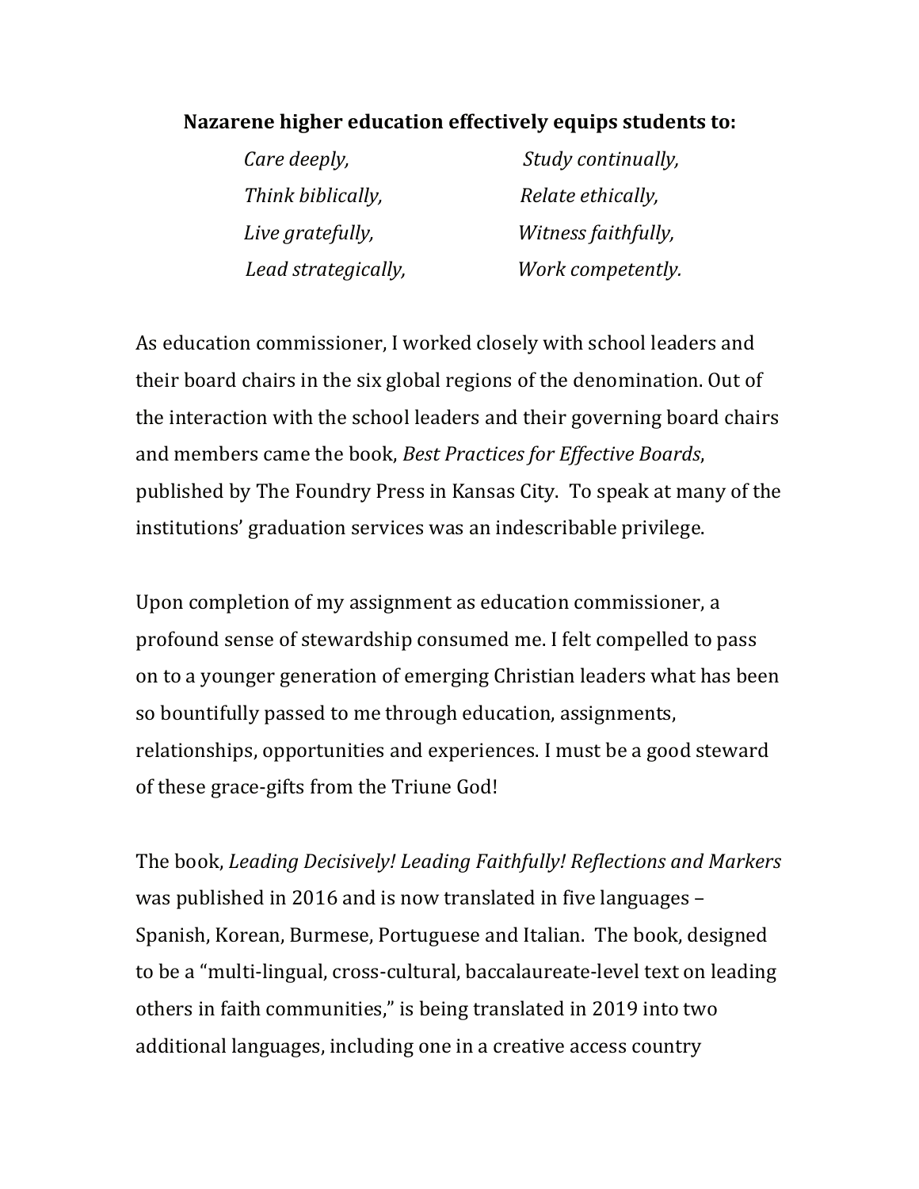**Nazarene higher education effectively equips students to:**

*Care deeply,* *Study continually,*
*Think biblically,* *Relate ethically,*
*Live gratefully,* *Witness faithfully,*
*Lead strategically,* *Work competently.*

As education commissioner, I worked closely with school leaders and their board chairs in the six global regions of the denomination. Out of the interaction with the school leaders and their governing board chairs and members came the book, *Best Practices for Effective Boards*, published by The Foundry Press in Kansas City. To speak at many of the institutions' graduation services was an indescribable privilege.

Upon completion of my assignment as education commissioner, a profound sense of stewardship consumed me. I felt compelled to pass on to a younger generation of emerging Christian leaders what has been so bountifully passed to me through education, assignments, relationships, opportunities and experiences. I must be a good steward of these grace-gifts from the Triune God!

The book, *Leading Decisively! Leading Faithfully! Reflections and Markers* was published in 2016 and is now translated in five languages – Spanish, Korean, Burmese, Portuguese and Italian. The book, designed to be a "multi-lingual, cross-cultural, baccalaureate-level text on leading others in faith communities," is being translated in 2019 into two additional languages, including one in a creative access country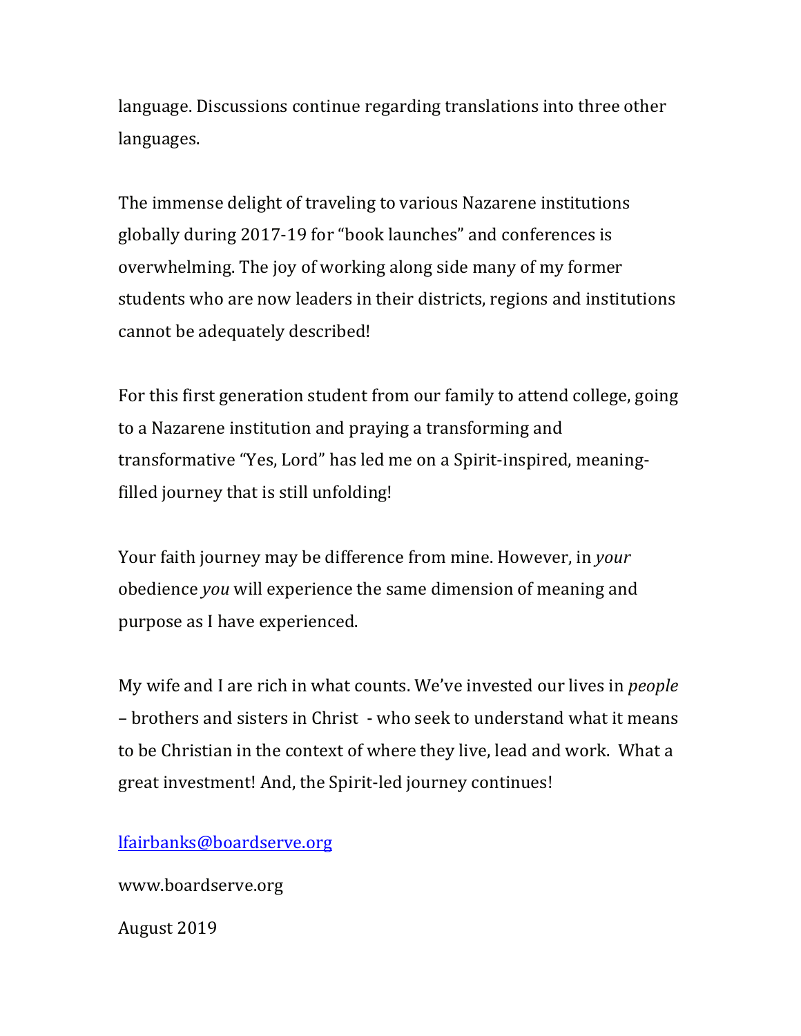language. Discussions continue regarding translations into three other languages.

The immense delight of traveling to various Nazarene institutions globally during 2017-19 for "book launches" and conferences is overwhelming. The joy of working along side many of my former students who are now leaders in their districts, regions and institutions cannot be adequately described!

For this first generation student from our family to attend college, going to a Nazarene institution and praying a transforming and transformative "Yes, Lord" has led me on a Spirit-inspired, meaning-filled journey that is still unfolding!

Your faith journey may be difference from mine. However, in *your* obedience *you* will experience the same dimension of meaning and purpose as I have experienced.

My wife and I are rich in what counts. We've invested our lives in *people* – brothers and sisters in Christ - who seek to understand what it means to be Christian in the context of where they live, lead and work. What a great investment! And, the Spirit-led journey continues!

lfairbanks@boardserve.org

www.boardserve.org

August 2019